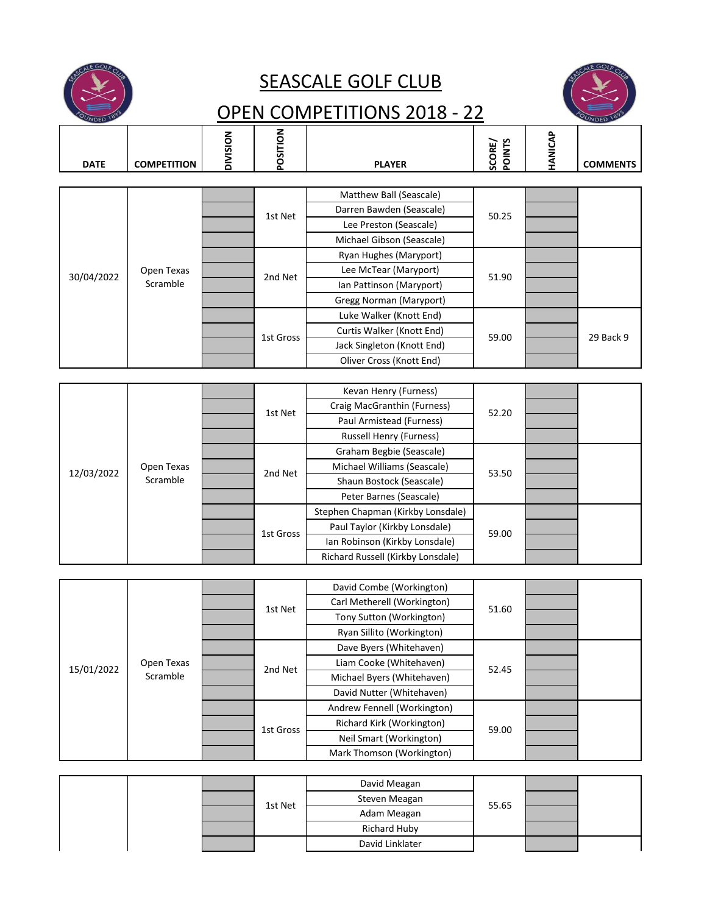# SEASCALE GOLF CLUB

## OPEN COMPETITIONS 2018 - 22

| DATE | COMPETITION | DIVISION | POSITION | PLAYER | SCORE/ POINTS | HANICAP | COMMENTS |
|---|---|---|---|---|---|---|---|
| 30/04/2022 | Open Texas Scramble | | 1st Net | Matthew Ball (Seascale) | 50.25 | | |
| | | | | Darren Bawden (Seascale) | | | |
| | | | | Lee Preston (Seascale) | | | |
| | | | | Michael Gibson (Seascale) | | | |
| | | | 2nd Net | Ryan Hughes (Maryport) | 51.90 | | |
| | | | | Lee McTear (Maryport) | | | |
| | | | | Ian Pattinson (Maryport) | | | |
| | | | | Gregg Norman (Maryport) | | | |
| | | | 1st Gross | Luke Walker (Knott End) | 59.00 | | 29 Back 9 |
| | | | | Curtis Walker (Knott End) | | | |
| | | | | Jack Singleton (Knott End) | | | |
| | | | | Oliver Cross (Knott End) | | | |
| 12/03/2022 | Open Texas Scramble | | 1st Net | Kevan Henry (Furness) | 52.20 | | |
| | | | | Craig MacGranthin (Furness) | | | |
| | | | | Paul Armistead (Furness) | | | |
| | | | | Russell Henry (Furness) | | | |
| | | | 2nd Net | Graham Begbie (Seascale) | 53.50 | | |
| | | | | Michael Williams (Seascale) | | | |
| | | | | Shaun Bostock (Seascale) | | | |
| | | | | Peter Barnes (Seascale) | | | |
| | | | 1st Gross | Stephen Chapman (Kirkby Lonsdale) | 59.00 | | |
| | | | | Paul Taylor (Kirkby Lonsdale) | | | |
| | | | | Ian Robinson (Kirkby Lonsdale) | | | |
| | | | | Richard Russell (Kirkby Lonsdale) | | | |
| 15/01/2022 | Open Texas Scramble | | 1st Net | David Combe (Workington) | 51.60 | | |
| | | | | Carl Metherell (Workington) | | | |
| | | | | Tony Sutton (Workington) | | | |
| | | | | Ryan Sillito (Workington) | | | |
| | | | 2nd Net | Dave Byers (Whitehaven) | 52.45 | | |
| | | | | Liam Cooke (Whitehaven) | | | |
| | | | | Michael Byers (Whitehaven) | | | |
| | | | | David Nutter (Whitehaven) | | | |
| | | | 1st Gross | Andrew Fennell (Workington) | 59.00 | | |
| | | | | Richard Kirk (Workington) | | | |
| | | | | Neil Smart (Workington) | | | |
| | | | | Mark Thomson (Workington) | | | |
| | | | 1st Net | David Meagan | 55.65 | | |
| | | | | Steven Meagan | | | |
| | | | | Adam Meagan | | | |
| | | | | Richard Huby | | | |
| | | | | David Linklater | | | |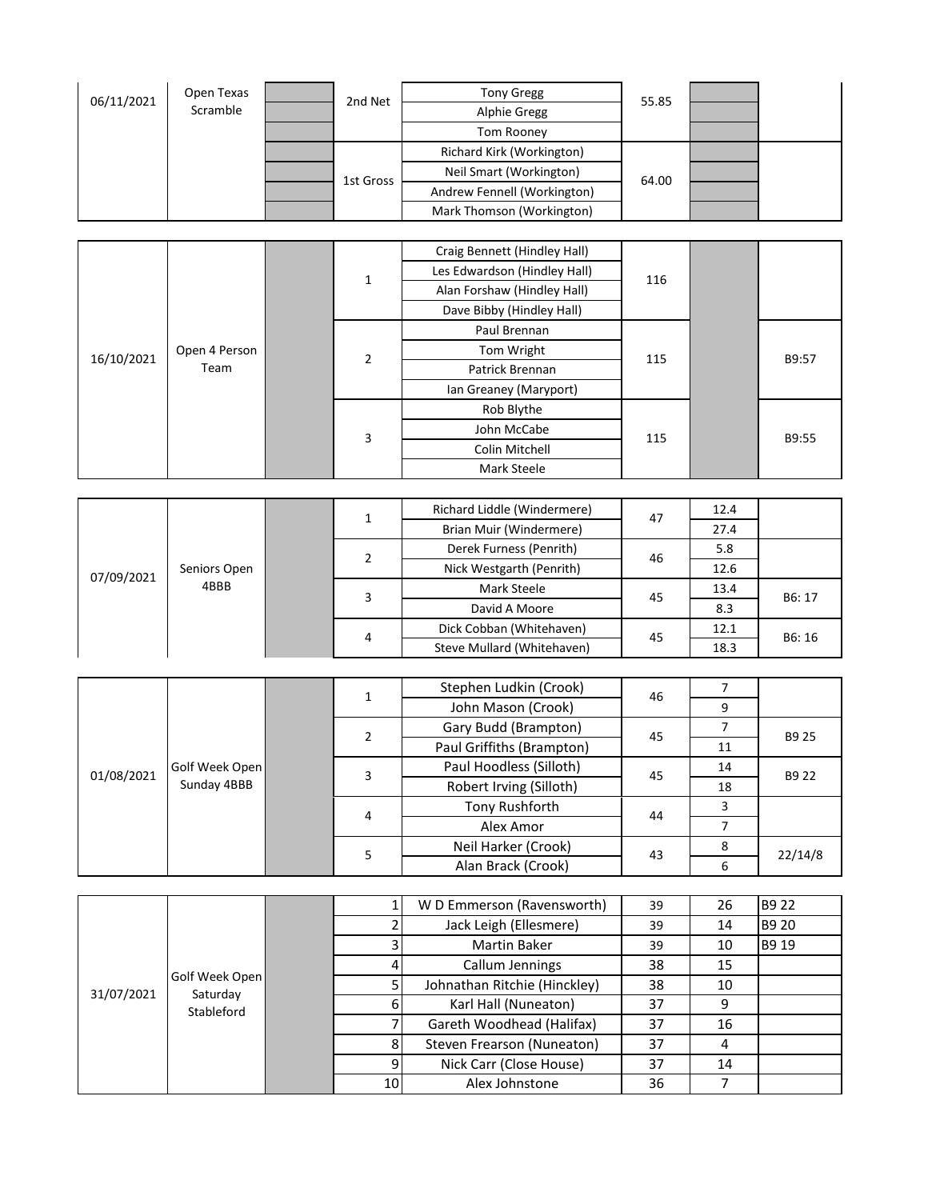| Date | Competition | | Position | Name | Score | Handicap | Notes |
|---|---|---|---|---|---|---|---|
| 06/11/2021 | Open Texas Scramble | | 2nd Net | Tony Gregg | 55.85 | | |
| | | | | Alphie Gregg | | | |
| | | | | Tom Rooney | | | |
| | | | 1st Gross | Richard Kirk (Workington) | 64.00 | | |
| | | | | Neil Smart (Workington) | | | |
| | | | | Andrew Fennell (Workington) | | | |
| | | | | Mark Thomson (Workington) | | | |

| Date | Competition | | Position | Name | Score | Handicap | Notes |
|---|---|---|---|---|---|---|---|
| 16/10/2021 | Open 4 Person Team | | 1 | Craig Bennett (Hindley Hall) | 116 | | |
| | | | | Les Edwardson (Hindley Hall) | | | |
| | | | | Alan Forshaw (Hindley Hall) | | | |
| | | | | Dave Bibby (Hindley Hall) | | | |
| | | | 2 | Paul Brennan | 115 | | B9:57 |
| | | | | Tom Wright | | | |
| | | | | Patrick Brennan | | | |
| | | | | Ian Greaney (Maryport) | | | |
| | | | 3 | Rob Blythe | 115 | | B9:55 |
| | | | | John McCabe | | | |
| | | | | Colin Mitchell | | | |
| | | | | Mark Steele | | | |

| Date | Competition | | Position | Name | Score | Handicap | Notes |
|---|---|---|---|---|---|---|---|
| 07/09/2021 | Seniors Open 4BBB | | 1 | Richard Liddle (Windermere) | 47 | 12.4 | |
| | | | | Brian Muir (Windermere) | | 27.4 | |
| | | | 2 | Derek Furness (Penrith) | 46 | 5.8 | |
| | | | | Nick Westgarth (Penrith) | | 12.6 | |
| | | | 3 | Mark Steele | 45 | 13.4 | B6: 17 |
| | | | | David A Moore | | 8.3 | |
| | | | 4 | Dick Cobban (Whitehaven) | 45 | 12.1 | B6: 16 |
| | | | | Steve Mullard (Whitehaven) | | 18.3 | |

| Date | Competition | | Position | Name | Score | Handicap | Notes |
|---|---|---|---|---|---|---|---|
| 01/08/2021 | Golf Week Open Sunday 4BBB | | 1 | Stephen Ludkin (Crook) | 46 | 7 | |
| | | | | John Mason (Crook) | | 9 | |
| | | | 2 | Gary Budd (Brampton) | 45 | 7 | B9 25 |
| | | | | Paul Griffiths (Brampton) | | 11 | |
| | | | 3 | Paul Hoodless (Silloth) | 45 | 14 | B9 22 |
| | | | | Robert Irving (Silloth) | | 18 | |
| | | | 4 | Tony Rushforth | 44 | 3 | |
| | | | | Alex Amor | | 7 | |
| | | | 5 | Neil Harker (Crook) | 43 | 8 | 22/14/8 |
| | | | | Alan Brack (Crook) | | 6 | |

| Date | Competition | | Position | Name | Score | Handicap | Notes |
|---|---|---|---|---|---|---|---|
| 31/07/2021 | Golf Week Open Saturday Stableford | | 1 | W D Emmerson (Ravensworth) | 39 | 26 | B9 22 |
| | | | 2 | Jack Leigh (Ellesmere) | 39 | 14 | B9 20 |
| | | | 3 | Martin Baker | 39 | 10 | B9 19 |
| | | | 4 | Callum Jennings | 38 | 15 | |
| | | | 5 | Johnathan Ritchie (Hinckley) | 38 | 10 | |
| | | | 6 | Karl Hall (Nuneaton) | 37 | 9 | |
| | | | 7 | Gareth Woodhead (Halifax) | 37 | 16 | |
| | | | 8 | Steven Frearson (Nuneaton) | 37 | 4 | |
| | | | 9 | Nick Carr (Close House) | 37 | 14 | |
| | | | 10 | Alex Johnstone | 36 | 7 | |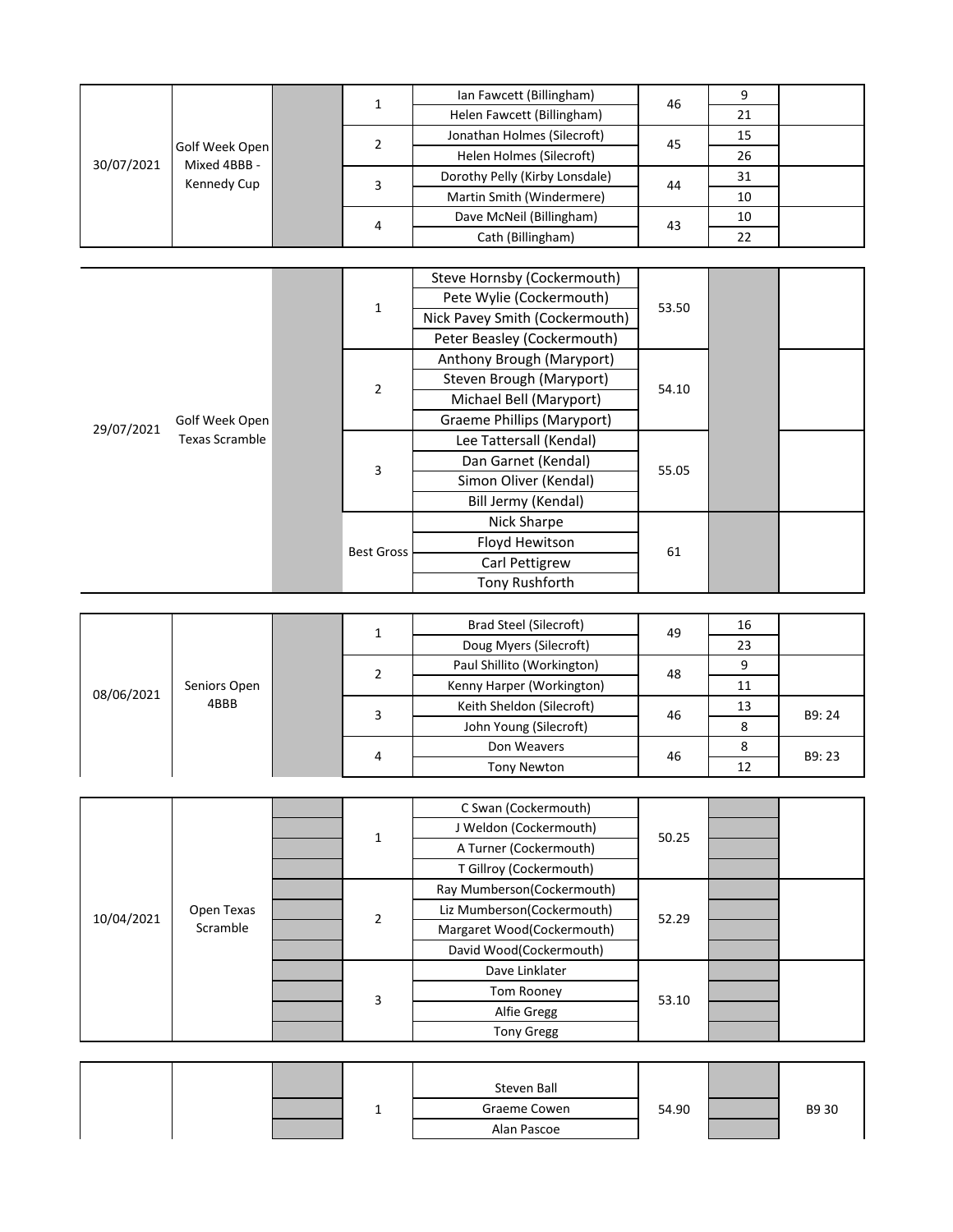| Date | Competition | | Position | Name | Score | Handicap | Notes |
|---|---|---|---|---|---|---|---|
| 30/07/2021 | Golf Week Open Mixed 4BBB - Kennedy Cup | | 1 | Ian Fawcett (Billingham) | 46 | 9 | |
| | | | | Helen Fawcett (Billingham) | | 21 | |
| | | | 2 | Jonathan Holmes (Silecroft) | 45 | 15 | |
| | | | | Helen Holmes (Silecroft) | | 26 | |
| | | | 3 | Dorothy Pelly (Kirby Lonsdale) | 44 | 31 | |
| | | | | Martin Smith (Windermere) | | 10 | |
| | | | 4 | Dave McNeil (Billingham) | 43 | 10 | |
| | | | | Cath (Billingham) | | 22 | |

| Date | Competition | | Position | Name | Score | | Notes |
|---|---|---|---|---|---|---|---|
| 29/07/2021 | Golf Week Open Texas Scramble | | 1 | Steve Hornsby (Cockermouth) | 53.50 | | |
| | | | | Pete Wylie (Cockermouth) | | | |
| | | | | Nick Pavey Smith (Cockermouth) | | | |
| | | | | Peter Beasley (Cockermouth) | | | |
| | | | 2 | Anthony Brough (Maryport) | 54.10 | | |
| | | | | Steven Brough (Maryport) | | | |
| | | | | Michael Bell (Maryport) | | | |
| | | | | Graeme Phillips (Maryport) | | | |
| | | | 3 | Lee Tattersall (Kendal) | 55.05 | | |
| | | | | Dan Garnet (Kendal) | | | |
| | | | | Simon Oliver (Kendal) | | | |
| | | | | Bill Jermy (Kendal) | | | |
| | | | Best Gross | Nick Sharpe | 61 | | |
| | | | | Floyd Hewitson | | | |
| | | | | Carl Pettigrew | | | |
| | | | | Tony Rushforth | | | |

| Date | Competition | | Position | Name | Score | Handicap | Notes |
|---|---|---|---|---|---|---|---|
| 08/06/2021 | Seniors Open 4BBB | | 1 | Brad Steel (Silecroft) | 49 | 16 | |
| | | | | Doug Myers (Silecroft) | | 23 | |
| | | | 2 | Paul Shillito (Workington) | 48 | 9 | |
| | | | | Kenny Harper (Workington) | | 11 | |
| | | | 3 | Keith Sheldon (Silecroft) | 46 | 13 | B9: 24 |
| | | | | John Young (Silecroft) | | 8 | |
| | | | 4 | Don Weavers | 46 | 8 | B9: 23 |
| | | | | Tony Newton | | 12 | |

| Date | Competition | | Position | Name | Score | | Notes |
|---|---|---|---|---|---|---|---|
| 10/04/2021 | Open Texas Scramble | | 1 | C Swan (Cockermouth) | 50.25 | | |
| | | | | J Weldon (Cockermouth) | | | |
| | | | | A Turner (Cockermouth) | | | |
| | | | | T Gillroy (Cockermouth) | | | |
| | | | 2 | Ray Mumberson(Cockermouth) | 52.29 | | |
| | | | | Liz Mumberson(Cockermouth) | | | |
| | | | | Margaret Wood(Cockermouth) | | | |
| | | | | David Wood(Cockermouth) | | | |
| | | | 3 | Dave Linklater | 53.10 | | |
| | | | | Tom Rooney | | | |
| | | | | Alfie Gregg | | | |
| | | | | Tony Gregg | | | |

| Date | Competition | | Position | Name | Score | | Notes |
|---|---|---|---|---|---|---|---|
| | | | 1 | Steven Ball | 54.90 | | B9 30 |
| | | | | Graeme Cowen | | | |
| | | | | Alan Pascoe | | | |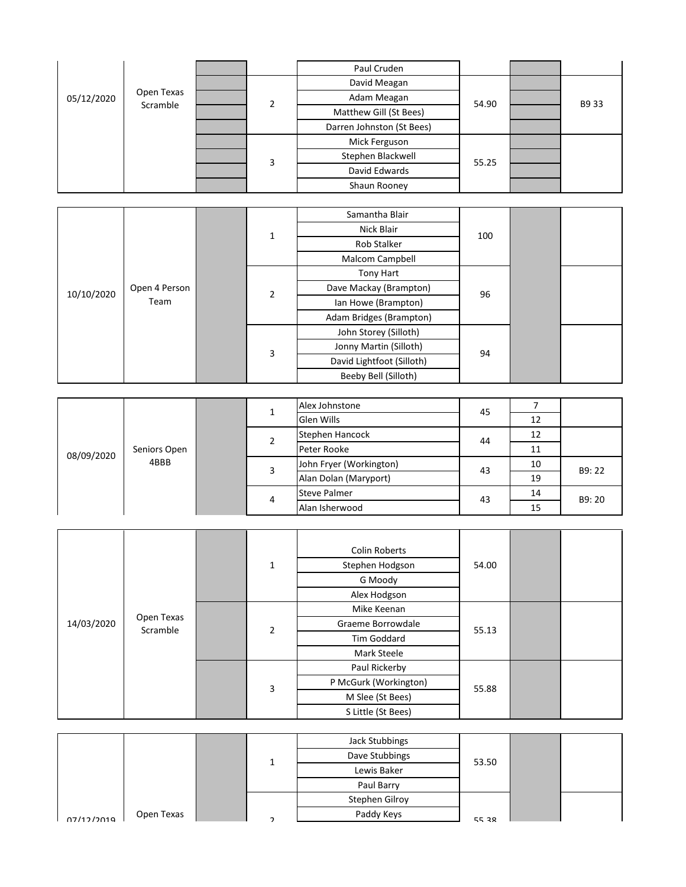| Date | Competition | | Position | Name | Score | | |
|---|---|---|---|---|---|---|---|
| 05/12/2020 | Open Texas Scramble | | | Paul Cruden | | | |
| | | | 2 | David Meagan | 54.90 | | B9 33 |
| | | | | Adam Meagan | | | |
| | | | | Matthew Gill (St Bees) | | | |
| | | | | Darren Johnston (St Bees) | | | |
| | | | 3 | Mick Ferguson | 55.25 | | |
| | | | | Stephen Blackwell | | | |
| | | | | David Edwards | | | |
| | | | | Shaun Rooney | | | |

| Date | Competition | | Position | Name | Score | | |
|---|---|---|---|---|---|---|---|
| 10/10/2020 | Open 4 Person Team | | 1 | Samantha Blair | 100 | | |
| | | | | Nick Blair | | | |
| | | | | Rob Stalker | | | |
| | | | | Malcom Campbell | | | |
| | | | 2 | Tony Hart | 96 | | |
| | | | | Dave Mackay (Brampton) | | | |
| | | | | Ian Howe (Brampton) | | | |
| | | | | Adam Bridges (Brampton) | | | |
| | | | 3 | John Storey (Silloth) | 94 | | |
| | | | | Jonny Martin (Silloth) | | | |
| | | | | David Lightfoot (Silloth) | | | |
| | | | | Beeby Bell (Silloth) | | | |

| Date | Competition | | Position | Name | Score | | |
|---|---|---|---|---|---|---|---|
| 08/09/2020 | Seniors Open 4BBB | | 1 | Alex Johnstone | 45 | 7 | |
| | | | | Glen Wills | | 12 | |
| | | | 2 | Stephen Hancock | 44 | 12 | |
| | | | | Peter Rooke | | 11 | |
| | | | 3 | John Fryer (Workington) | 43 | 10 | B9: 22 |
| | | | | Alan Dolan (Maryport) | | 19 | |
| | | | 4 | Steve Palmer | 43 | 14 | B9: 20 |
| | | | | Alan Isherwood | | 15 | |

| Date | Competition | | Position | Name | Score | | |
|---|---|---|---|---|---|---|---|
| 14/03/2020 | Open Texas Scramble | | 1 | Colin Roberts | 54.00 | | |
| | | | | Stephen Hodgson | | | |
| | | | | G Moody | | | |
| | | | | Alex Hodgson | | | |
| | | | 2 | Mike Keenan | 55.13 | | |
| | | | | Graeme Borrowdale | | | |
| | | | | Tim Goddard | | | |
| | | | | Mark Steele | | | |
| | | | 3 | Paul Rickerby | 55.88 | | |
| | | | | P McGurk (Workington) | | | |
| | | | | M Slee (St Bees) | | | |
| | | | | S Little (St Bees) | | | |

| Date | Competition | | Position | Name | Score | | |
|---|---|---|---|---|---|---|---|
| 07/12/2019 | Open Texas | | 1 | Jack Stubbings | 53.50 | | |
| | | | | Dave Stubbings | | | |
| | | | | Lewis Baker | | | |
| | | | | Paul Barry | | | |
| | | | 2 | Stephen Gilroy | 55.38 | | |
| | | | | Paddy Keys | | | |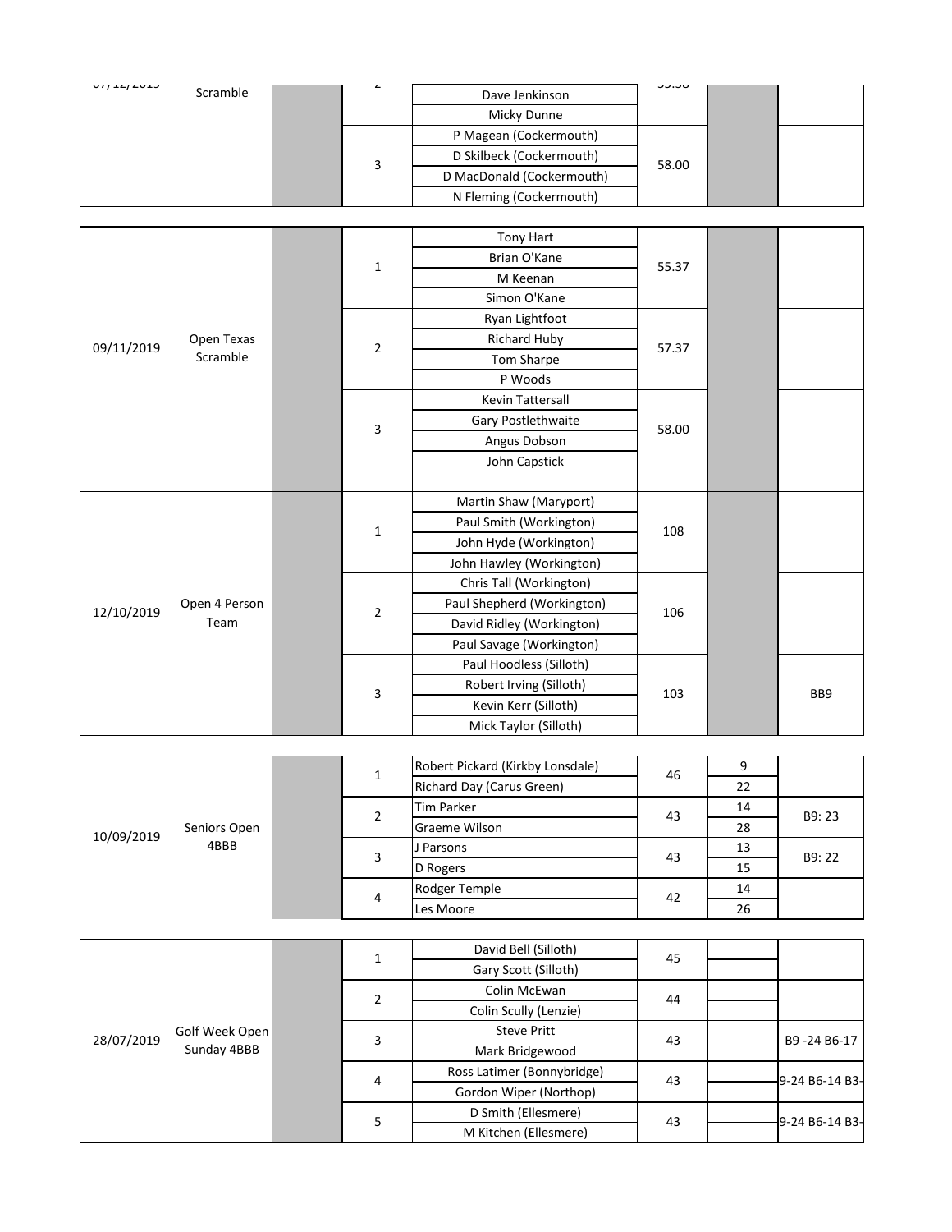| Date | Competition | | Position | Name | Score | | |
|---|---|---|---|---|---|---|---|
| 07/12/2019 | Scramble | | 2 | Dave Jenkinson | 55.38 | | |
| | | | | Micky Dunne | | | |
| | | | 3 | P Magean (Cockermouth) | 58.00 | | |
| | | | | D Skilbeck (Cockermouth) | | | |
| | | | | D MacDonald (Cockermouth) | | | |
| | | | | N Fleming (Cockermouth) | | | |

| Date | Competition | | Position | Name | Score | | |
|---|---|---|---|---|---|---|---|
| 09/11/2019 | Open Texas Scramble | | 1 | Tony Hart | 55.37 | | |
| | | | | Brian O'Kane | | | |
| | | | | M Keenan | | | |
| | | | | Simon O'Kane | | | |
| | | | 2 | Ryan Lightfoot | 57.37 | | |
| | | | | Richard Huby | | | |
| | | | | Tom Sharpe | | | |
| | | | | P Woods | | | |
| | | | 3 | Kevin Tattersall | 58.00 | | |
| | | | | Gary Postlethwaite | | | |
| | | | | Angus Dobson | | | |
| | | | | John Capstick | | | |
| | | | | | | | |
| 12/10/2019 | Open 4 Person Team | | 1 | Martin Shaw (Maryport) | 108 | | |
| | | | | Paul Smith (Workington) | | | |
| | | | | John Hyde (Workington) | | | |
| | | | | John Hawley (Workington) | | | |
| | | | 2 | Chris Tall (Workington) | 106 | | |
| | | | | Paul Shepherd (Workington) | | | |
| | | | | David Ridley (Workington) | | | |
| | | | | Paul Savage (Workington) | | | |
| | | | 3 | Paul Hoodless (Silloth) | 103 | | BB9 |
| | | | | Robert Irving (Silloth) | | | |
| | | | | Kevin Kerr (Silloth) | | | |
| | | | | Mick Taylor (Silloth) | | | |

| Date | Competition | | Position | Name | Score | Handicap | |
|---|---|---|---|---|---|---|---|
| 10/09/2019 | Seniors Open 4BBB | | 1 | Robert Pickard (Kirkby Lonsdale) | 46 | 9 | |
| | | | | Richard Day (Carus Green) | | 22 | |
| | | | 2 | Tim Parker | 43 | 14 | B9: 23 |
| | | | | Graeme Wilson | | 28 | |
| | | | 3 | J Parsons | 43 | 13 | B9: 22 |
| | | | | D Rogers | | 15 | |
| | | | 4 | Rodger Temple | 42 | 14 | |
| | | | | Les Moore | | 26 | |

| Date | Competition | | Position | Name | Score | | |
|---|---|---|---|---|---|---|---|
| 28/07/2019 | Golf Week Open Sunday 4BBB | | 1 | David Bell (Silloth) | 45 | | |
| | | | | Gary Scott (Silloth) | | | |
| | | | 2 | Colin McEwan | 44 | | |
| | | | | Colin Scully (Lenzie) | | | |
| | | | 3 | Steve Pritt | 43 | | B9 -24 B6-17 |
| | | | | Mark Bridgewood | | | |
| | | | 4 | Ross Latimer (Bonnybridge) | 43 | | 9-24 B6-14 B3- |
| | | | | Gordon Wiper (Northop) | | | |
| | | | 5 | D Smith (Ellesmere) | 43 | | 9-24 B6-14 B3- |
| | | | | M Kitchen (Ellesmere) | | | |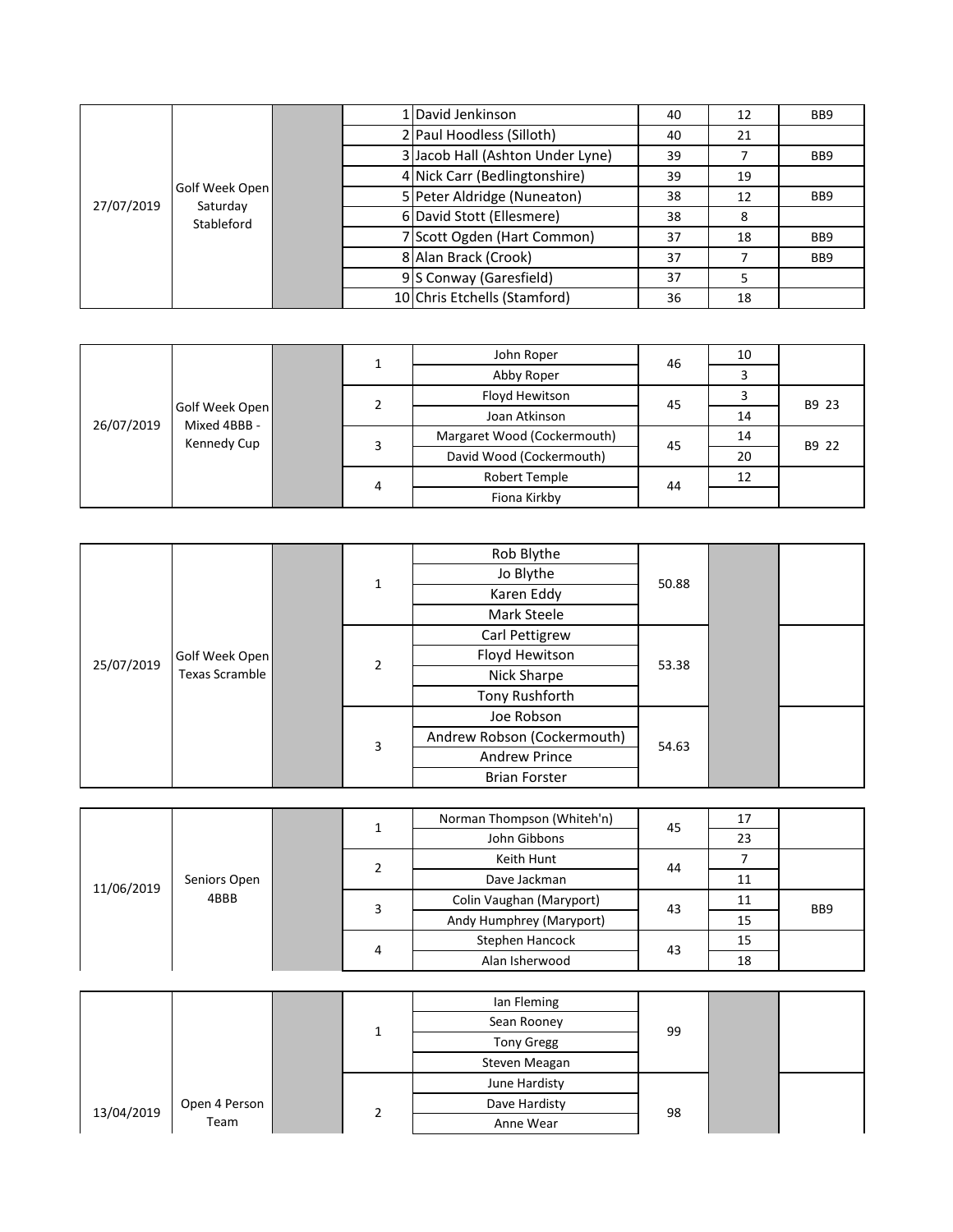| Date | Competition | | Pos | Name | Score | Handicap | Note |
|---|---|---|---|---|---|---|---|
| 27/07/2019 | Golf Week Open Saturday Stableford | | 1 | David Jenkinson | 40 | 12 | BB9 |
| | | | 2 | Paul Hoodless (Silloth) | 40 | 21 | |
| | | | 3 | Jacob Hall (Ashton Under Lyne) | 39 | 7 | BB9 |
| | | | 4 | Nick Carr (Bedlingtonshire) | 39 | 19 | |
| | | | 5 | Peter Aldridge (Nuneaton) | 38 | 12 | BB9 |
| | | | 6 | David Stott (Ellesmere) | 38 | 8 | |
| | | | 7 | Scott Ogden (Hart Common) | 37 | 18 | BB9 |
| | | | 8 | Alan Brack (Crook) | 37 | 7 | BB9 |
| | | | 9 | S Conway (Garesfield) | 37 | 5 | |
| | | | 10 | Chris Etchells (Stamford) | 36 | 18 | |

| Date | Competition | | Pos | Name | Score | Handicap | Note |
|---|---|---|---|---|---|---|---|
| 26/07/2019 | Golf Week Open Mixed 4BBB - Kennedy Cup | | 1 | John Roper | 46 | 10 | |
| | | | | Abby Roper | | 3 | |
| | | | 2 | Floyd Hewitson | 45 | 3 | B9 23 |
| | | | | Joan Atkinson | | 14 | |
| | | | 3 | Margaret Wood (Cockermouth) | 45 | 14 | B9 22 |
| | | | | David Wood (Cockermouth) | | 20 | |
| | | | 4 | Robert Temple | 44 | 12 | |
| | | | | Fiona Kirkby | | | |

| Date | Competition | | Pos | Name | Score | | |
|---|---|---|---|---|---|---|---|
| 25/07/2019 | Golf Week Open Texas Scramble | | 1 | Rob Blythe | 50.88 | | |
| | | | | Jo Blythe | | | |
| | | | | Karen Eddy | | | |
| | | | | Mark Steele | | | |
| | | | 2 | Carl Pettigrew | 53.38 | | |
| | | | | Floyd Hewitson | | | |
| | | | | Nick Sharpe | | | |
| | | | | Tony Rushforth | | | |
| | | | 3 | Joe Robson | 54.63 | | |
| | | | | Andrew Robson (Cockermouth) | | | |
| | | | | Andrew Prince | | | |
| | | | | Brian Forster | | | |

| Date | Competition | | Pos | Name | Score | Handicap | Note |
|---|---|---|---|---|---|---|---|
| 11/06/2019 | Seniors Open 4BBB | | 1 | Norman Thompson (Whiteh'n) | 45 | 17 | |
| | | | | John Gibbons | | 23 | |
| | | | 2 | Keith Hunt | 44 | 7 | |
| | | | | Dave Jackman | | 11 | |
| | | | 3 | Colin Vaughan (Maryport) | 43 | 11 | BB9 |
| | | | | Andy Humphrey (Maryport) | | 15 | |
| | | | 4 | Stephen Hancock | 43 | 15 | |
| | | | | Alan Isherwood | | 18 | |

| Date | Competition | | Pos | Name | Score | | |
|---|---|---|---|---|---|---|---|
| 13/04/2019 | Open 4 Person Team | | 1 | Ian Fleming | 99 | | |
| | | | | Sean Rooney | | | |
| | | | | Tony Gregg | | | |
| | | | | Steven Meagan | | | |
| | | | 2 | June Hardisty | 98 | | |
| | | | | Dave Hardisty | | | |
| | | | | Anne Wear | | | |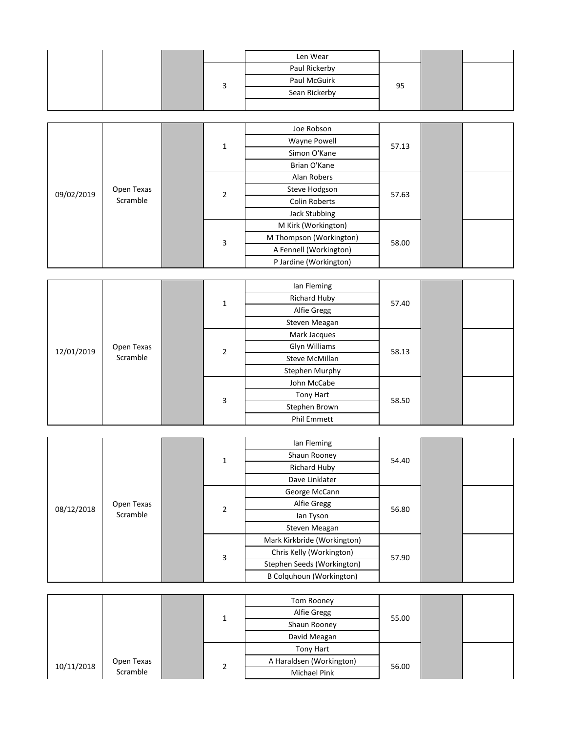| | | | | | | | |
|---|---|---|---|---|---|---|---|
| | | | | Len Wear | | | |
| | | | 3 | Paul Rickerby | 95 | | |
| | | | | Paul McGuirk | | | |
| | | | | Sean Rickerby | | | |
| | | | | | | | |

| | | | | | | | |
|---|---|---|---|---|---|---|---|
| 09/02/2019 | Open Texas Scramble | | 1 | Joe Robson | 57.13 | | |
| | | | | Wayne Powell | | | |
| | | | | Simon O'Kane | | | |
| | | | | Brian O'Kane | | | |
| | | | 2 | Alan Robers | 57.63 | | |
| | | | | Steve Hodgson | | | |
| | | | | Colin Roberts | | | |
| | | | | Jack Stubbing | | | |
| | | | 3 | M Kirk (Workington) | 58.00 | | |
| | | | | M Thompson (Workington) | | | |
| | | | | A Fennell (Workington) | | | |
| | | | | P Jardine (Workington) | | | |

| | | | | | | | |
|---|---|---|---|---|---|---|---|
| 12/01/2019 | Open Texas Scramble | | 1 | Ian Fleming | 57.40 | | |
| | | | | Richard Huby | | | |
| | | | | Alfie Gregg | | | |
| | | | | Steven Meagan | | | |
| | | | 2 | Mark Jacques | 58.13 | | |
| | | | | Glyn Williams | | | |
| | | | | Steve McMillan | | | |
| | | | | Stephen Murphy | | | |
| | | | 3 | John McCabe | 58.50 | | |
| | | | | Tony Hart | | | |
| | | | | Stephen Brown | | | |
| | | | | Phil Emmett | | | |

| | | | | | | | |
|---|---|---|---|---|---|---|---|
| 08/12/2018 | Open Texas Scramble | | 1 | Ian Fleming | 54.40 | | |
| | | | | Shaun Rooney | | | |
| | | | | Richard Huby | | | |
| | | | | Dave Linklater | | | |
| | | | 2 | George McCann | 56.80 | | |
| | | | | Alfie Gregg | | | |
| | | | | Ian Tyson | | | |
| | | | | Steven Meagan | | | |
| | | | 3 | Mark Kirkbride (Workington) | 57.90 | | |
| | | | | Chris Kelly (Workington) | | | |
| | | | | Stephen Seeds (Workington) | | | |
| | | | | B Colquhoun (Workington) | | | |

| | | | | | | | |
|---|---|---|---|---|---|---|---|
| 10/11/2018 | Open Texas Scramble | | 1 | Tom Rooney | 55.00 | | |
| | | | | Alfie Gregg | | | |
| | | | | Shaun Rooney | | | |
| | | | | David Meagan | | | |
| | | | 2 | Tony Hart | 56.00 | | |
| | | | | A Haraldsen (Workington) | | | |
| | | | | Michael Pink | | | |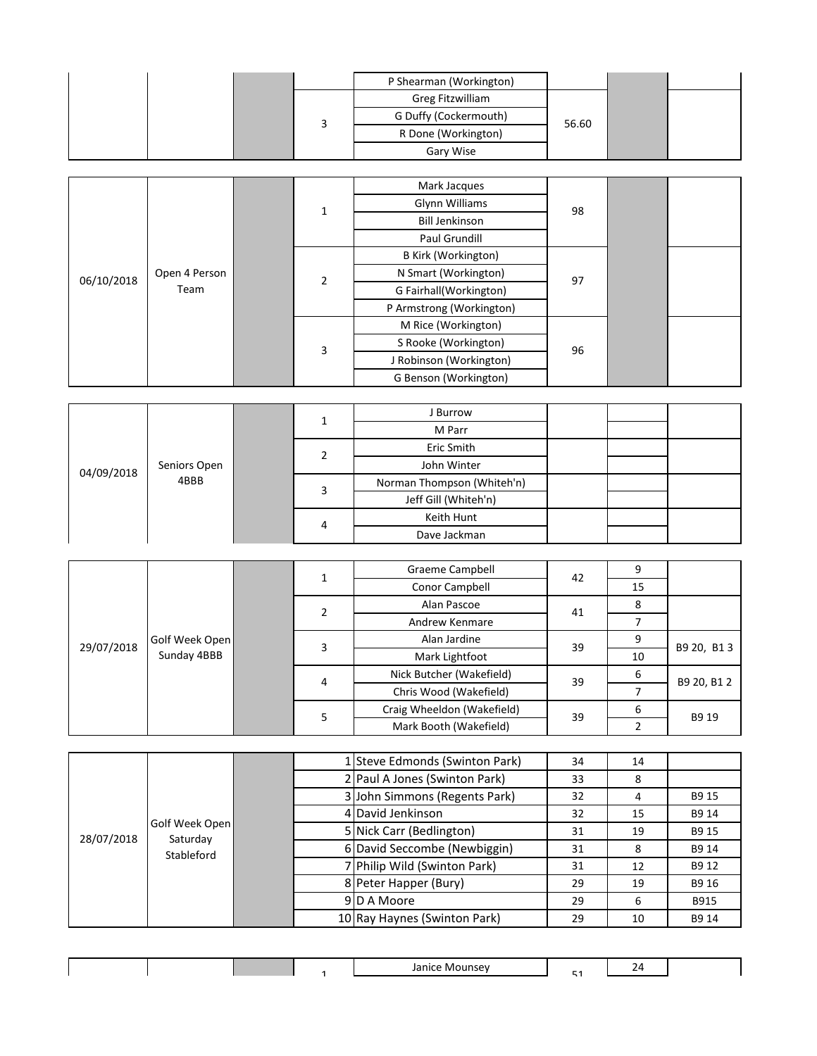| | | | | | | | |
|---|---|---|---|---|---|---|---|
| | | | | P Shearman (Workington) | | | |
| | | | 3 | Greg Fitzwilliam | 56.60 | | |
| | | | | G Duffy (Cockermouth) | | | |
| | | | | R Done (Workington) | | | |
| | | | | Gary Wise | | | |

| | | | | | | | |
|---|---|---|---|---|---|---|---|
| 06/10/2018 | Open 4 Person Team | | 1 | Mark Jacques | 98 | | |
| | | | | Glynn Williams | | | |
| | | | | Bill Jenkinson | | | |
| | | | | Paul Grundill | | | |
| | | | 2 | B Kirk (Workington) | 97 | | |
| | | | | N Smart (Workington) | | | |
| | | | | G Fairhall(Workington) | | | |
| | | | | P Armstrong (Workington) | | | |
| | | | 3 | M Rice (Workington) | 96 | | |
| | | | | S Rooke (Workington) | | | |
| | | | | J Robinson (Workington) | | | |
| | | | | G Benson (Workington) | | | |

| | | | | | | | |
|---|---|---|---|---|---|---|---|
| 04/09/2018 | Seniors Open 4BBB | | 1 | J Burrow | | | |
| | | | | M Parr | | | |
| | | | 2 | Eric Smith | | | |
| | | | | John Winter | | | |
| | | | 3 | Norman Thompson (Whiteh'n) | | | |
| | | | | Jeff Gill (Whiteh'n) | | | |
| | | | 4 | Keith Hunt | | | |
| | | | | Dave Jackman | | | |

| | | | | | | | |
|---|---|---|---|---|---|---|---|
| 29/07/2018 | Golf Week Open Sunday 4BBB | | 1 | Graeme Campbell | 42 | 9 | |
| | | | | Conor Campbell | | 15 | |
| | | | 2 | Alan Pascoe | 41 | 8 | |
| | | | | Andrew Kenmare | | 7 | |
| | | | 3 | Alan Jardine | 39 | 9 | B9 20, B1 3 |
| | | | | Mark Lightfoot | | 10 | |
| | | | 4 | Nick Butcher (Wakefield) | 39 | 6 | B9 20, B1 2 |
| | | | | Chris Wood (Wakefield) | | 7 | |
| | | | 5 | Craig Wheeldon (Wakefield) | 39 | 6 | B9 19 |
| | | | | Mark Booth (Wakefield) | | 2 | |

| | | | | | | | |
|---|---|---|---|---|---|---|---|
| 28/07/2018 | Golf Week Open Saturday Stableford | | 1 | Steve Edmonds (Swinton Park) | 34 | 14 | |
| | | | 2 | Paul A Jones (Swinton Park) | 33 | 8 | |
| | | | 3 | John Simmons (Regents Park) | 32 | 4 | B9 15 |
| | | | 4 | David Jenkinson | 32 | 15 | B9 14 |
| | | | 5 | Nick Carr (Bedlington) | 31 | 19 | B9 15 |
| | | | 6 | David Seccombe (Newbiggin) | 31 | 8 | B9 14 |
| | | | 7 | Philip Wild (Swinton Park) | 31 | 12 | B9 12 |
| | | | 8 | Peter Happer (Bury) | 29 | 19 | B9 16 |
| | | | 9 | D A Moore | 29 | 6 | B915 |
| | | | 10 | Ray Haynes (Swinton Park) | 29 | 10 | B9 14 |

| | | | | | | | |
|---|---|---|---|---|---|---|---|
| | | | 1 | Janice Mounsey | 51 | 24 | |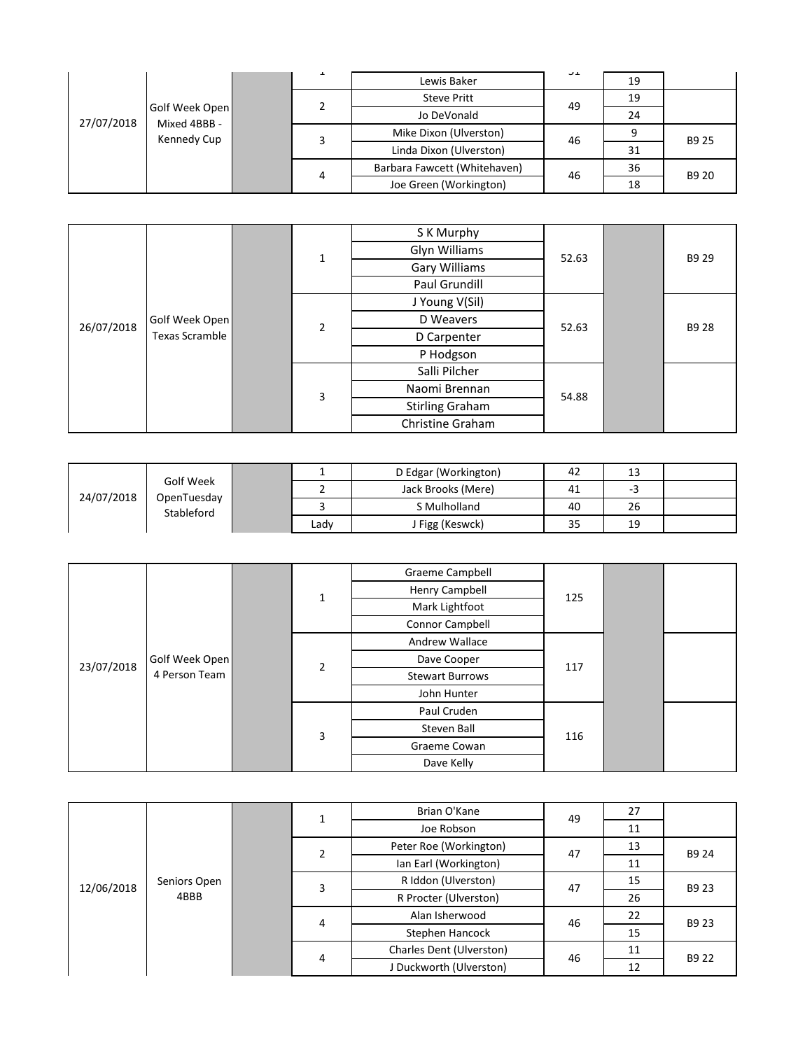| Date | Competition | | Position | Name | Score | Handicap | Notes |
|---|---|---|---|---|---|---|---|
| 27/07/2018 | Golf Week Open Mixed 4BBB - Kennedy Cup | | 1 | | 51 | | |
| | | | | Lewis Baker | | 19 | |
| | | | 2 | Steve Pritt | 49 | 19 | |
| | | | | Jo DeVonald | | 24 | |
| | | | 3 | Mike Dixon (Ulverston) | 46 | 9 | B9 25 |
| | | | | Linda Dixon (Ulverston) | | 31 | |
| | | | 4 | Barbara Fawcett (Whitehaven) | 46 | 36 | B9 20 |
| | | | | Joe Green (Workington) | | 18 | |

| Date | Competition | | Position | Name | Score | | Notes |
|---|---|---|---|---|---|---|---|
| 26/07/2018 | Golf Week Open Texas Scramble | | 1 | S K Murphy | 52.63 | | B9 29 |
| | | | | Glyn Williams | | | |
| | | | | Gary Williams | | | |
| | | | | Paul Grundill | | | |
| | | | 2 | J Young V(Sil) | 52.63 | | B9 28 |
| | | | | D Weavers | | | |
| | | | | D Carpenter | | | |
| | | | | P Hodgson | | | |
| | | | 3 | Salli Pilcher | 54.88 | | |
| | | | | Naomi Brennan | | | |
| | | | | Stirling Graham | | | |
| | | | | Christine Graham | | | |

| Date | Competition | | Position | Name | Score | Handicap | Notes |
|---|---|---|---|---|---|---|---|
| 24/07/2018 | Golf Week OpenTuesday Stableford | | 1 | D Edgar (Workington) | 42 | 13 | |
| | | | 2 | Jack Brooks (Mere) | 41 | -3 | |
| | | | 3 | S Mulholland | 40 | 26 | |
| | | | Lady | J Figg (Keswck) | 35 | 19 | |

| Date | Competition | | Position | Name | Score | | Notes |
|---|---|---|---|---|---|---|---|
| 23/07/2018 | Golf Week Open 4 Person Team | | 1 | Graeme Campbell | 125 | | |
| | | | | Henry Campbell | | | |
| | | | | Mark Lightfoot | | | |
| | | | | Connor Campbell | | | |
| | | | 2 | Andrew Wallace | 117 | | |
| | | | | Dave Cooper | | | |
| | | | | Stewart Burrows | | | |
| | | | | John Hunter | | | |
| | | | 3 | Paul Cruden | 116 | | |
| | | | | Steven Ball | | | |
| | | | | Graeme Cowan | | | |
| | | | | Dave Kelly | | | |

| Date | Competition | | Position | Name | Score | Handicap | Notes |
|---|---|---|---|---|---|---|---|
| 12/06/2018 | Seniors Open 4BBB | | 1 | Brian O'Kane | 49 | 27 | |
| | | | | Joe Robson | | 11 | |
| | | | 2 | Peter Roe (Workington) | 47 | 13 | B9 24 |
| | | | | Ian Earl (Workington) | | 11 | |
| | | | 3 | R Iddon (Ulverston) | 47 | 15 | B9 23 |
| | | | | R Procter (Ulverston) | | 26 | |
| | | | 4 | Alan Isherwood | 46 | 22 | B9 23 |
| | | | | Stephen Hancock | | 15 | |
| | | | 4 | Charles Dent (Ulverston) | 46 | 11 | B9 22 |
| | | | | J Duckworth (Ulverston) | | 12 | |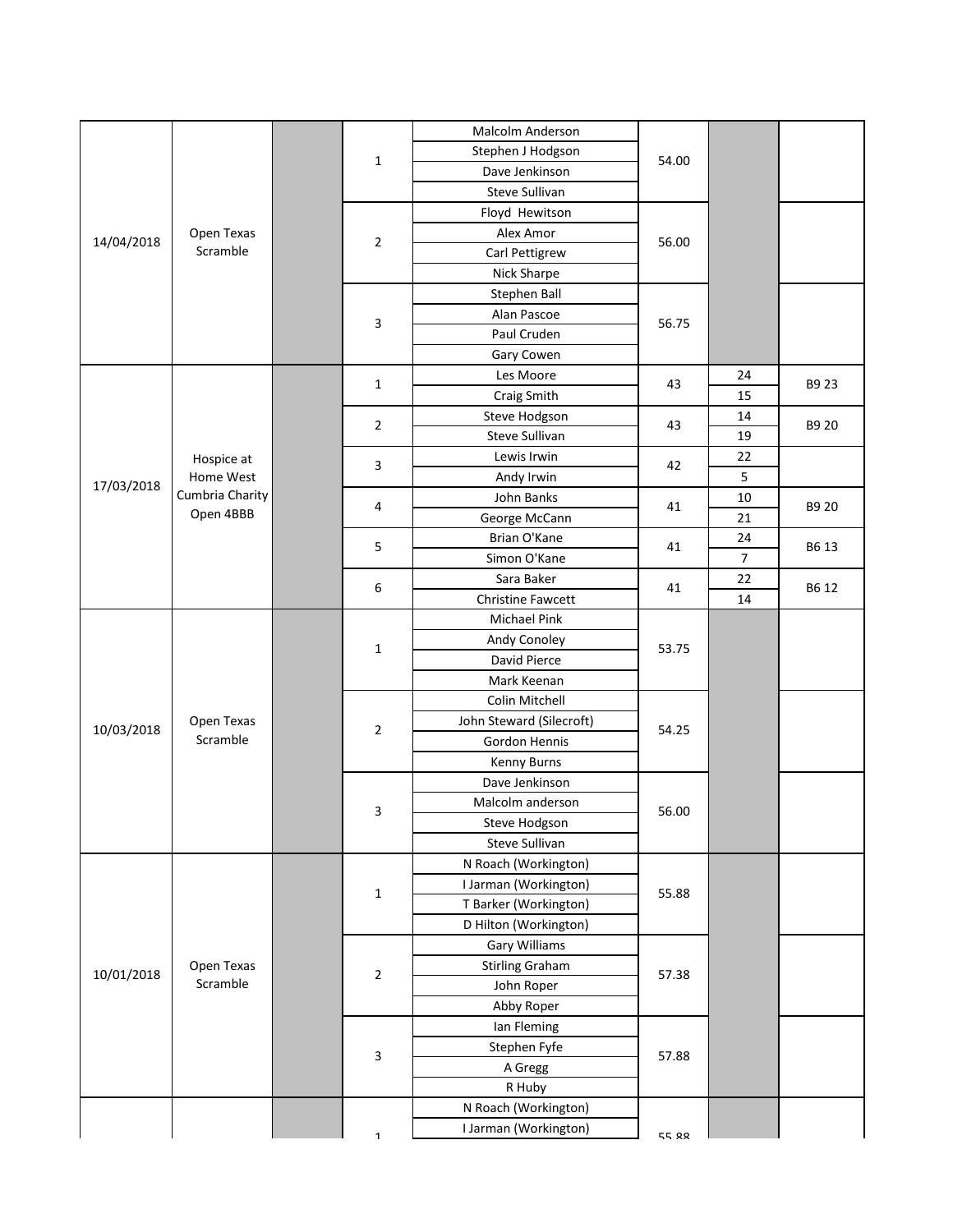| Date | Competition | | Position | Names | Score | | |
|---|---|---|---|---|---|---|---|
| 14/04/2018 | Open Texas Scramble | | 1 | Malcolm Anderson | 54.00 | | |
| | | | | Stephen J Hodgson | | | |
| | | | | Dave Jenkinson | | | |
| | | | | Steve Sullivan | | | |
| | | | 2 | Floyd Hewitson | 56.00 | | |
| | | | | Alex Amor | | | |
| | | | | Carl Pettigrew | | | |
| | | | | Nick Sharpe | | | |
| | | | 3 | Stephen Ball | 56.75 | | |
| | | | | Alan Pascoe | | | |
| | | | | Paul Cruden | | | |
| | | | | Gary Cowen | | | |
| 17/03/2018 | Hospice at Home West Cumbria Charity Open 4BBB | | 1 | Les Moore | 43 | 24 | B9 23 |
| | | | | Craig Smith | | 15 | |
| | | | 2 | Steve Hodgson | 43 | 14 | B9 20 |
| | | | | Steve Sullivan | | 19 | |
| | | | 3 | Lewis Irwin | 42 | 22 | |
| | | | | Andy Irwin | | 5 | |
| | | | 4 | John Banks | 41 | 10 | B9 20 |
| | | | | George McCann | | 21 | |
| | | | 5 | Brian O'Kane | 41 | 24 | B6 13 |
| | | | | Simon O'Kane | | 7 | |
| | | | 6 | Sara Baker | 41 | 22 | B6 12 |
| | | | | Christine Fawcett | | 14 | |
| 10/03/2018 | Open Texas Scramble | | 1 | Michael Pink | 53.75 | | |
| | | | | Andy Conoley | | | |
| | | | | David Pierce | | | |
| | | | | Mark Keenan | | | |
| | | | 2 | Colin Mitchell | 54.25 | | |
| | | | | John Steward (Silecroft) | | | |
| | | | | Gordon Hennis | | | |
| | | | | Kenny Burns | | | |
| | | | 3 | Dave Jenkinson | 56.00 | | |
| | | | | Malcolm anderson | | | |
| | | | | Steve Hodgson | | | |
| | | | | Steve Sullivan | | | |
| 10/01/2018 | Open Texas Scramble | | 1 | N Roach (Workington) | 55.88 | | |
| | | | | I Jarman (Workington) | | | |
| | | | | T Barker (Workington) | | | |
| | | | | D Hilton (Workington) | | | |
| | | | 2 | Gary Williams | 57.38 | | |
| | | | | Stirling Graham | | | |
| | | | | John Roper | | | |
| | | | | Abby Roper | | | |
| | | | 3 | Ian Fleming | 57.88 | | |
| | | | | Stephen Fyfe | | | |
| | | | | A Gregg | | | |
| | | | | R Huby | | | |
| | | | 1 | N Roach (Workington) | 55.88 | | |
| | | | | I Jarman (Workington) | | | |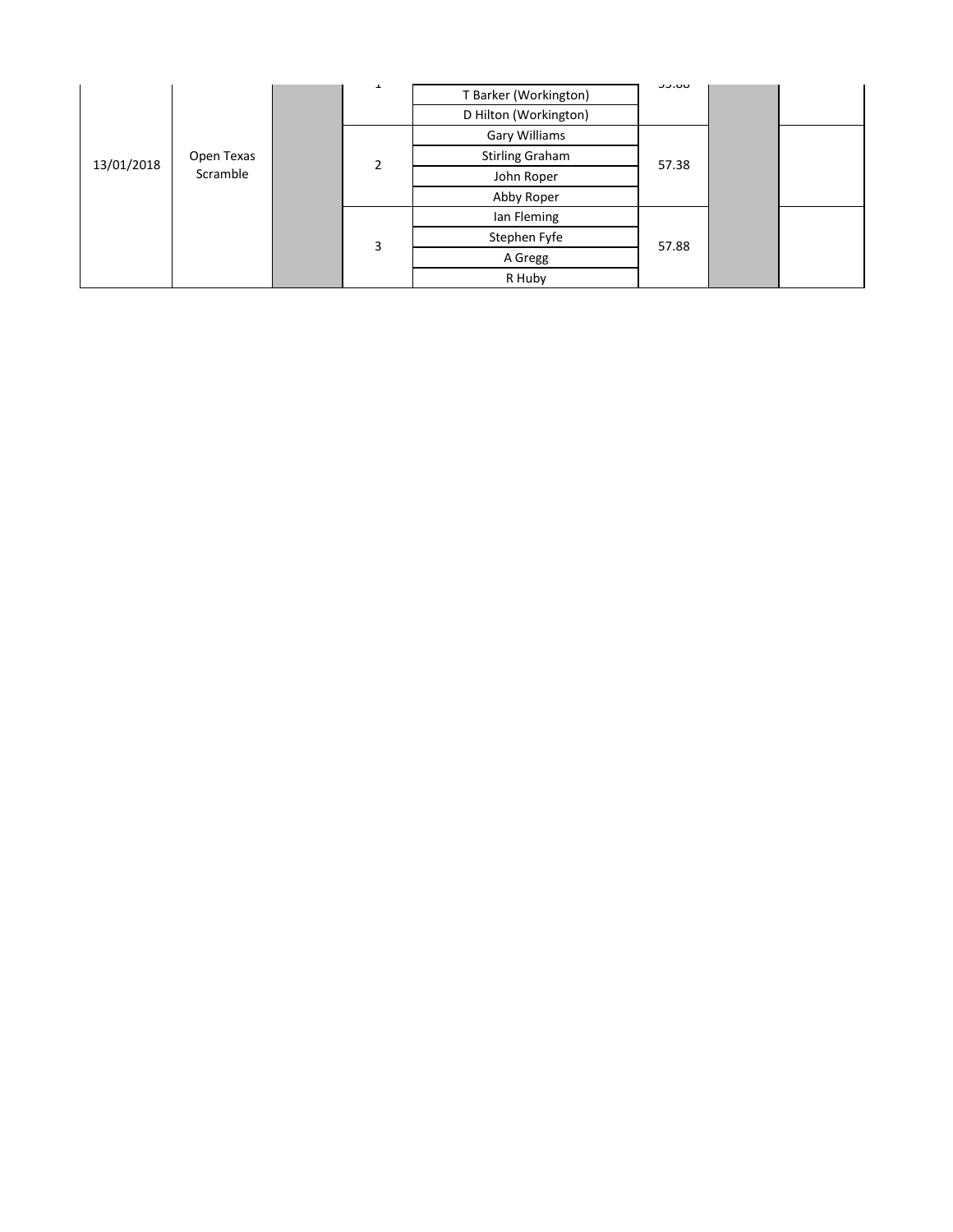| | | | | | | | |
|---|---|---|---|---|---|---|---|
| 13/01/2018 | Open Texas Scramble | | 1 | T Barker (Workington) | 55.88 | | |
| | | | | D Hilton (Workington) | | | |
| | | | 2 | Gary Williams | 57.38 | | |
| | | | | Stirling Graham | | | |
| | | | | John Roper | | | |
| | | | | Abby Roper | | | |
| | | | 3 | Ian Fleming | 57.88 | | |
| | | | | Stephen Fyfe | | | |
| | | | | A Gregg | | | |
| | | | | R Huby | | | |